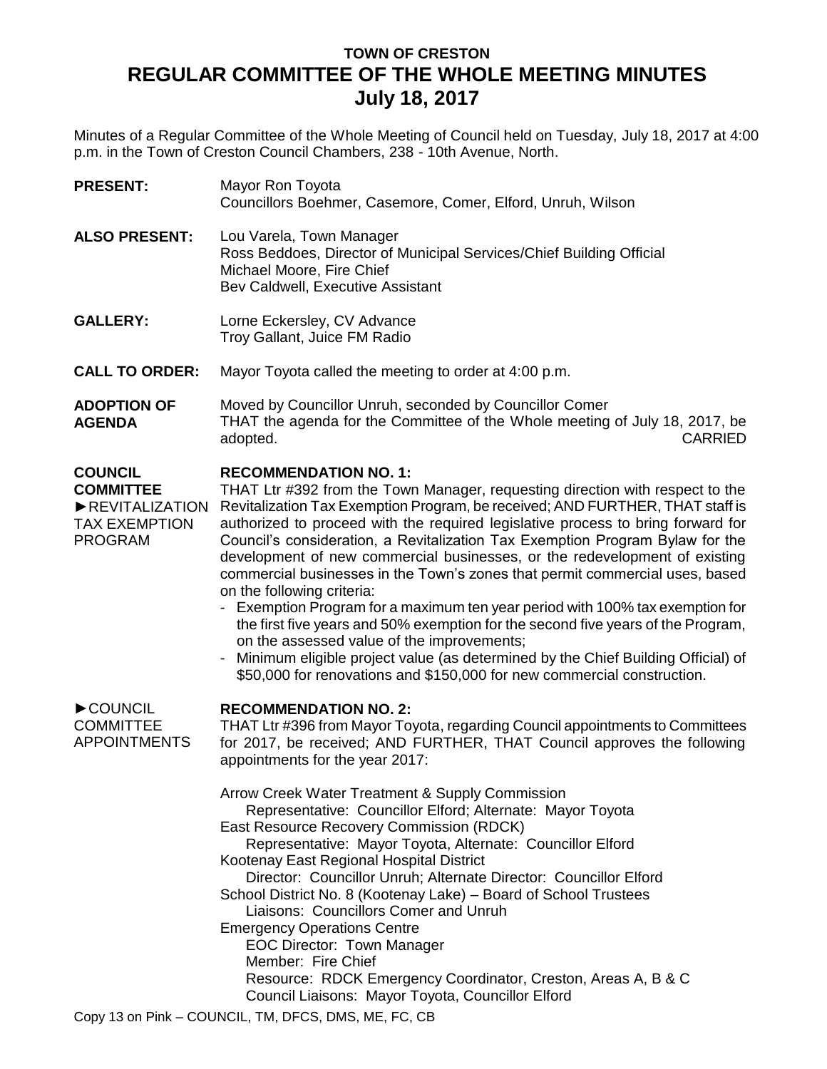# TOWN OF CRESTON
# REGULAR COMMITTEE OF THE WHOLE MEETING MINUTES
## July 18, 2017

Minutes of a Regular Committee of the Whole Meeting of Council held on Tuesday, July 18, 2017 at 4:00 p.m. in the Town of Creston Council Chambers, 238 - 10th Avenue, North.

**PRESENT:** Mayor Ron Toyota
Councillors Boehmer, Casemore, Comer, Elford, Unruh, Wilson

**ALSO PRESENT:** Lou Varela, Town Manager
Ross Beddoes, Director of Municipal Services/Chief Building Official
Michael Moore, Fire Chief
Bev Caldwell, Executive Assistant

**GALLERY:** Lorne Eckersley, CV Advance
Troy Gallant, Juice FM Radio

**CALL TO ORDER:** Mayor Toyota called the meeting to order at 4:00 p.m.

**ADOPTION OF AGENDA**

Moved by Councillor Unruh, seconded by Councillor Comer
THAT the agenda for the Committee of the Whole meeting of July 18, 2017, be adopted. CARRIED

**COUNCIL COMMITTEE**
►REVITALIZATION TAX EXEMPTION PROGRAM

**RECOMMENDATION NO. 1:**
THAT Ltr #392 from the Town Manager, requesting direction with respect to the Revitalization Tax Exemption Program, be received; AND FURTHER, THAT staff is authorized to proceed with the required legislative process to bring forward for Council's consideration, a Revitalization Tax Exemption Program Bylaw for the development of new commercial businesses, or the redevelopment of existing commercial businesses in the Town's zones that permit commercial uses, based on the following criteria:

- Exemption Program for a maximum ten year period with 100% tax exemption for the first five years and 50% exemption for the second five years of the Program, on the assessed value of the improvements;
- Minimum eligible project value (as determined by the Chief Building Official) of $50,000 for renovations and $150,000 for new commercial construction.

►COUNCIL COMMITTEE APPOINTMENTS

**RECOMMENDATION NO. 2:**
THAT Ltr #396 from Mayor Toyota, regarding Council appointments to Committees for 2017, be received; AND FURTHER, THAT Council approves the following appointments for the year 2017:

Arrow Creek Water Treatment & Supply Commission
Representative: Councillor Elford; Alternate: Mayor Toyota
East Resource Recovery Commission (RDCK)
Representative: Mayor Toyota, Alternate: Councillor Elford
Kootenay East Regional Hospital District
Director: Councillor Unruh; Alternate Director: Councillor Elford
School District No. 8 (Kootenay Lake) – Board of School Trustees
Liaisons: Councillors Comer and Unruh
Emergency Operations Centre
EOC Director: Town Manager
Member: Fire Chief
Resource: RDCK Emergency Coordinator, Creston, Areas A, B & C
Council Liaisons: Mayor Toyota, Councillor Elford

Copy 13 on Pink – COUNCIL, TM, DFCS, DMS, ME, FC, CB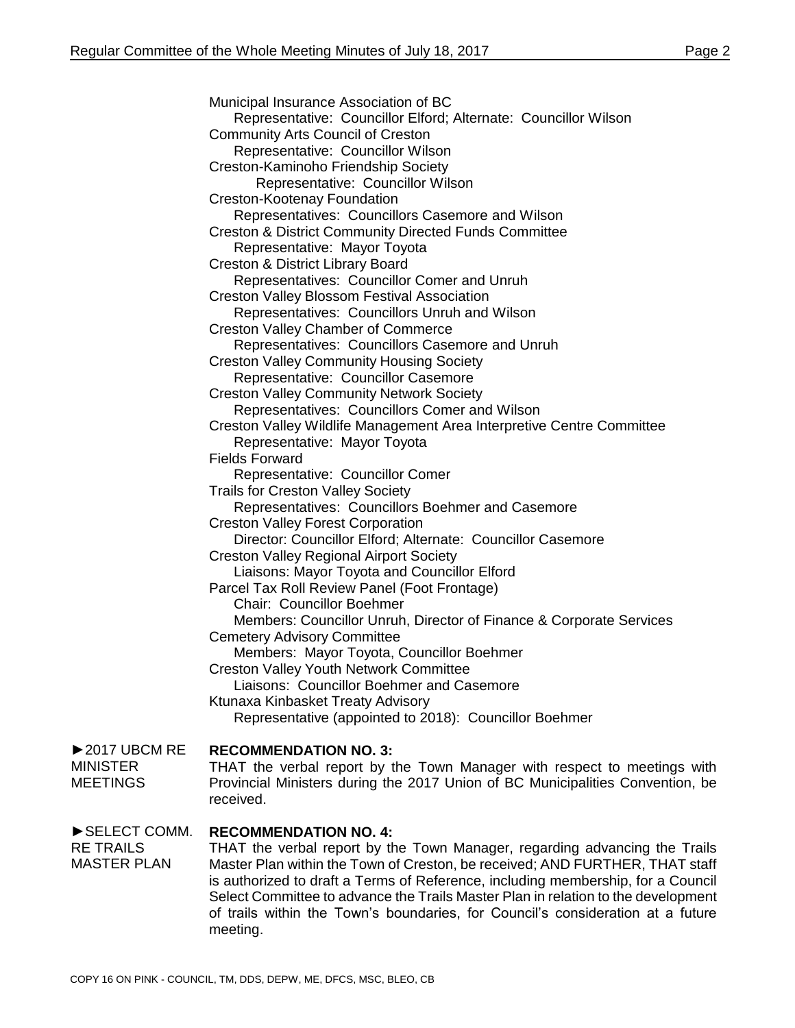Municipal Insurance Association of BC
Representative: Councillor Elford; Alternate: Councillor Wilson
Community Arts Council of Creston
Representative: Councillor Wilson
Creston-Kaminoho Friendship Society
Representative: Councillor Wilson
Creston-Kootenay Foundation
Representatives: Councillors Casemore and Wilson
Creston & District Community Directed Funds Committee
Representative: Mayor Toyota
Creston & District Library Board
Representatives: Councillor Comer and Unruh
Creston Valley Blossom Festival Association
Representatives: Councillors Unruh and Wilson
Creston Valley Chamber of Commerce
Representatives: Councillors Casemore and Unruh
Creston Valley Community Housing Society
Representative: Councillor Casemore
Creston Valley Community Network Society
Representatives: Councillors Comer and Wilson
Creston Valley Wildlife Management Area Interpretive Centre Committee
Representative: Mayor Toyota
Fields Forward
Representative: Councillor Comer
Trails for Creston Valley Society
Representatives: Councillors Boehmer and Casemore
Creston Valley Forest Corporation
Director: Councillor Elford; Alternate: Councillor Casemore
Creston Valley Regional Airport Society
Liaisons: Mayor Toyota and Councillor Elford
Parcel Tax Roll Review Panel (Foot Frontage)
Chair: Councillor Boehmer
Members: Councillor Unruh, Director of Finance & Corporate Services
Cemetery Advisory Committee
Members: Mayor Toyota, Councillor Boehmer
Creston Valley Youth Network Committee
Liaisons: Councillor Boehmer and Casemore
Ktunaxa Kinbasket Treaty Advisory
Representative (appointed to 2018): Councillor Boehmer

►2017 UBCM RE MINISTER MEETINGS

**RECOMMENDATION NO. 3:**
THAT the verbal report by the Town Manager with respect to meetings with Provincial Ministers during the 2017 Union of BC Municipalities Convention, be received.

►SELECT COMM. RE TRAILS MASTER PLAN

**RECOMMENDATION NO. 4:**
THAT the verbal report by the Town Manager, regarding advancing the Trails Master Plan within the Town of Creston, be received; AND FURTHER, THAT staff is authorized to draft a Terms of Reference, including membership, for a Council Select Committee to advance the Trails Master Plan in relation to the development of trails within the Town's boundaries, for Council's consideration at a future meeting.

COPY 16 ON PINK - COUNCIL, TM, DDS, DEPW, ME, DFCS, MSC, BLEO, CB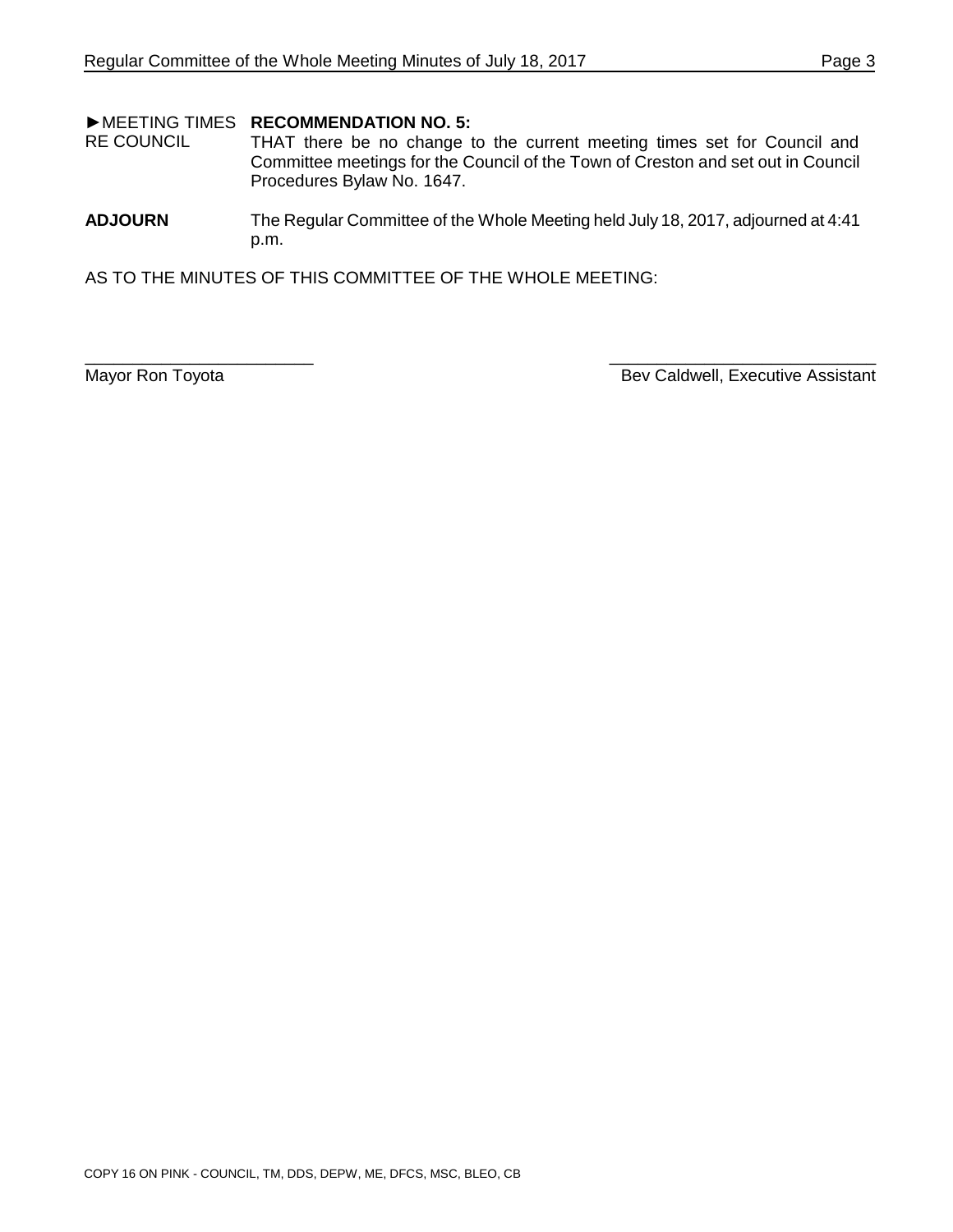►MEETING TIMES RE COUNCIL

**RECOMMENDATION NO. 5:**

THAT there be no change to the current meeting times set for Council and Committee meetings for the Council of the Town of Creston and set out in Council Procedures Bylaw No. 1647.

**ADJOURN**

The Regular Committee of the Whole Meeting held July 18, 2017, adjourned at 4:41 p.m.

AS TO THE MINUTES OF THIS COMMITTEE OF THE WHOLE MEETING:

\_\_\_\_\_\_\_\_\_\_\_\_\_\_\_\_\_\_\_\_\_\_\_\_\_
Mayor Ron Toyota

\_\_\_\_\_\_\_\_\_\_\_\_\_\_\_\_\_\_\_\_\_\_\_\_\_\_\_\_\_\_
Bev Caldwell, Executive Assistant

COPY 16 ON PINK - COUNCIL, TM, DDS, DEPW, ME, DFCS, MSC, BLEO, CB